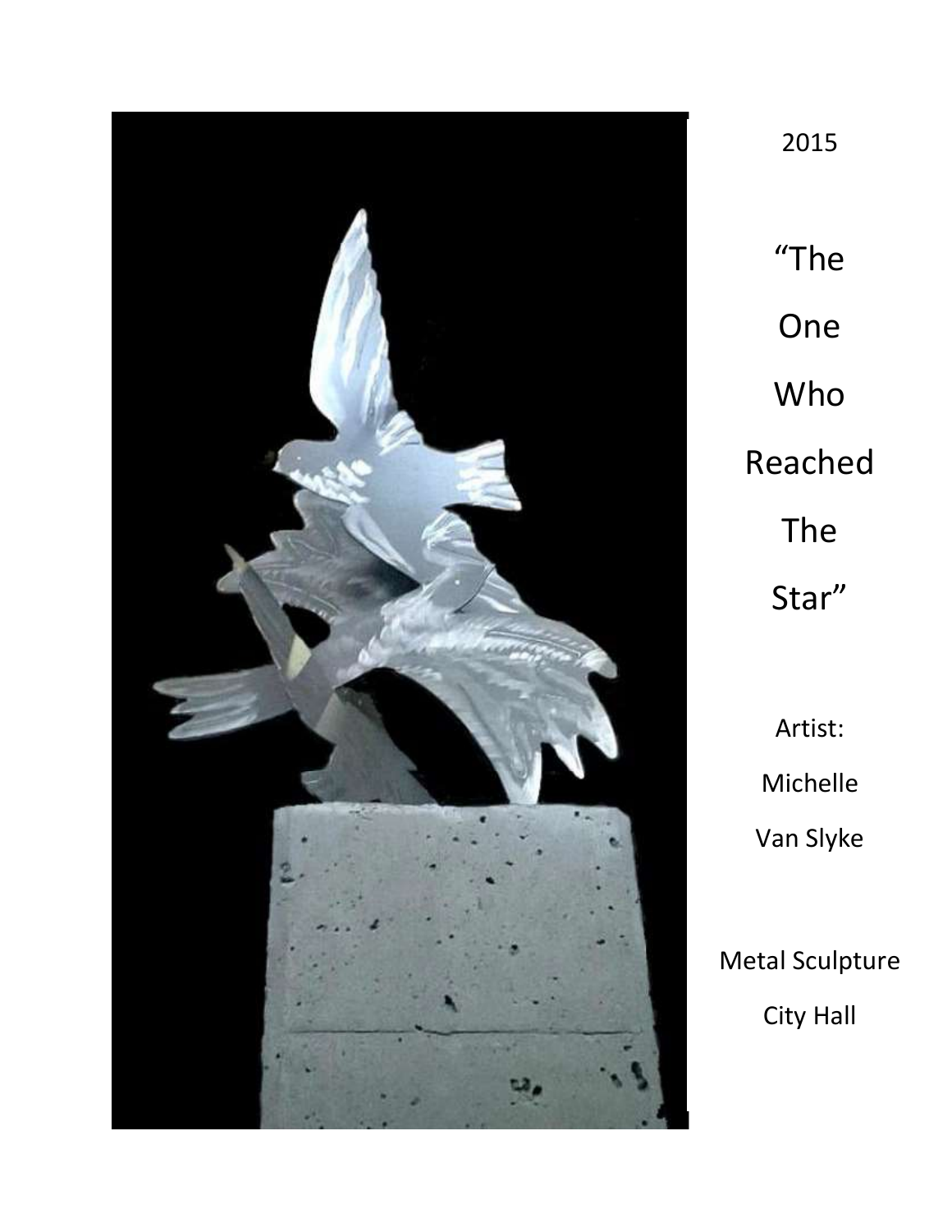2015

# "The One Who Reached The Star"

Artist:
Michelle Van Slyke

Metal Sculpture
City Hall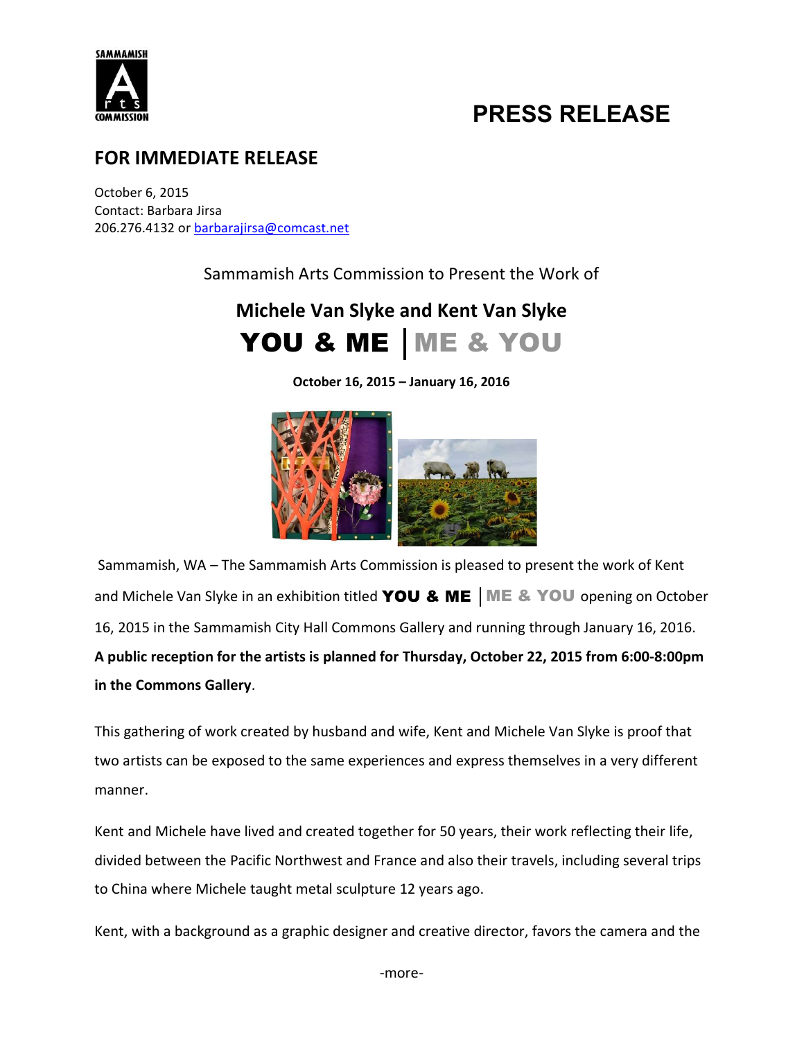SAMMAMISH
A
r t s
COMMISSION

# PRESS RELEASE

## FOR IMMEDIATE RELEASE

October 6, 2015
Contact: Barbara Jirsa
206.276.4132 or barbarajirsa@comcast.net

Sammamish Arts Commission to Present the Work of

**Michele Van Slyke and Kent Van Slyke**

**YOU & ME | ME & YOU**

**October 16, 2015 – January 16, 2016**

Sammamish, WA – The Sammamish Arts Commission is pleased to present the work of Kent and Michele Van Slyke in an exhibition titled **YOU & ME | ME & YOU** opening on October 16, 2015 in the Sammamish City Hall Commons Gallery and running through January 16, 2016. **A public reception for the artists is planned for Thursday, October 22, 2015 from 6:00-8:00pm in the Commons Gallery**.

This gathering of work created by husband and wife, Kent and Michele Van Slyke is proof that two artists can be exposed to the same experiences and express themselves in a very different manner.

Kent and Michele have lived and created together for 50 years, their work reflecting their life, divided between the Pacific Northwest and France and also their travels, including several trips to China where Michele taught metal sculpture 12 years ago.

Kent, with a background as a graphic designer and creative director, favors the camera and the

-more-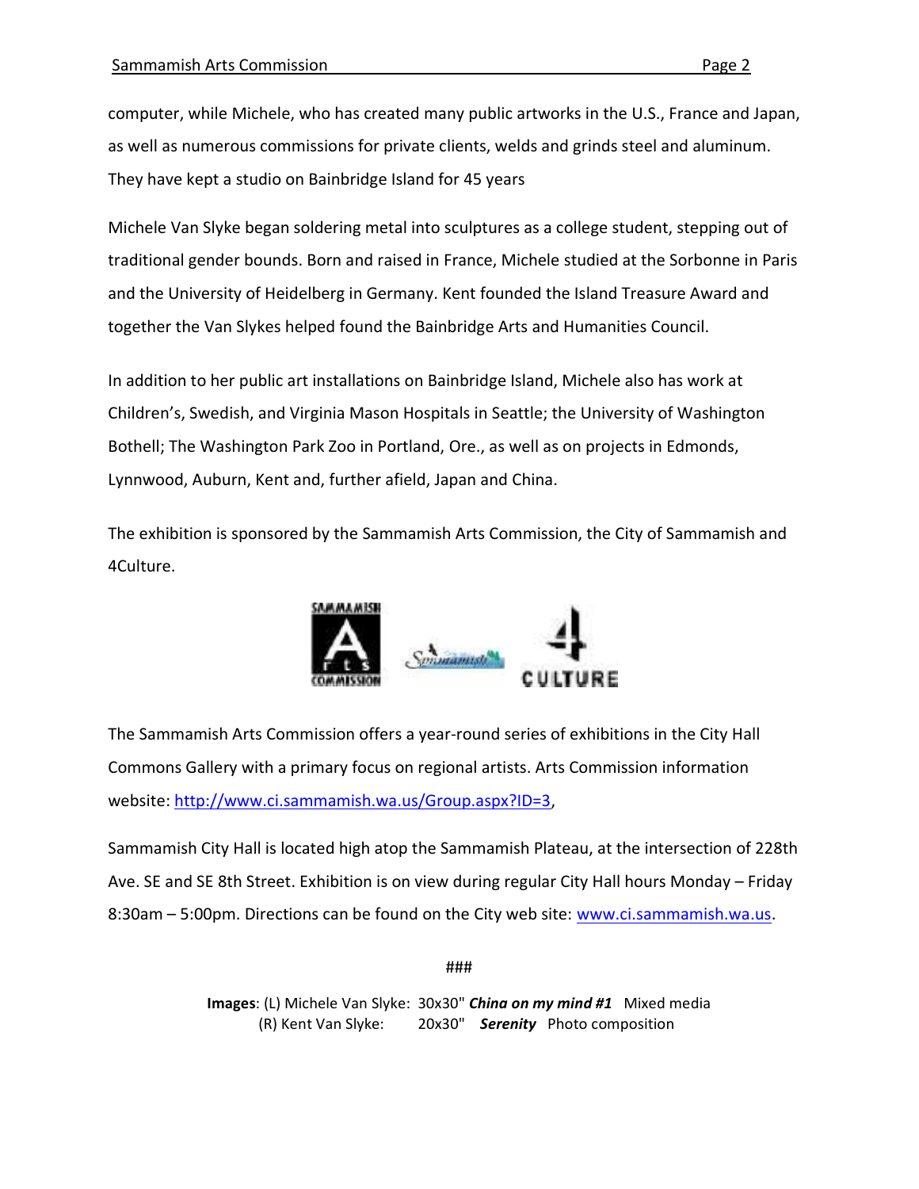computer, while Michele, who has created many public artworks in the U.S., France and Japan, as well as numerous commissions for private clients, welds and grinds steel and aluminum. They have kept a studio on Bainbridge Island for 45 years

Michele Van Slyke began soldering metal into sculptures as a college student, stepping out of traditional gender bounds. Born and raised in France, Michele studied at the Sorbonne in Paris and the University of Heidelberg in Germany. Kent founded the Island Treasure Award and together the Van Slykes helped found the Bainbridge Arts and Humanities Council.

In addition to her public art installations on Bainbridge Island, Michele also has work at Children's, Swedish, and Virginia Mason Hospitals in Seattle; the University of Washington Bothell; The Washington Park Zoo in Portland, Ore., as well as on projects in Edmonds, Lynnwood, Auburn, Kent and, further afield, Japan and China.

The exhibition is sponsored by the Sammamish Arts Commission, the City of Sammamish and 4Culture.

The Sammamish Arts Commission offers a year-round series of exhibitions in the City Hall Commons Gallery with a primary focus on regional artists. Arts Commission information website: http://www.ci.sammamish.wa.us/Group.aspx?ID=3,

Sammamish City Hall is located high atop the Sammamish Plateau, at the intersection of 228th Ave. SE and SE 8th Street. Exhibition is on view during regular City Hall hours Monday – Friday 8:30am – 5:00pm. Directions can be found on the City web site: www.ci.sammamish.wa.us.

###

**Images**: (L) Michele Van Slyke: 30x30" ***China on my mind #1*** Mixed media
(R) Kent Van Slyke: 20x30" ***Serenity*** Photo composition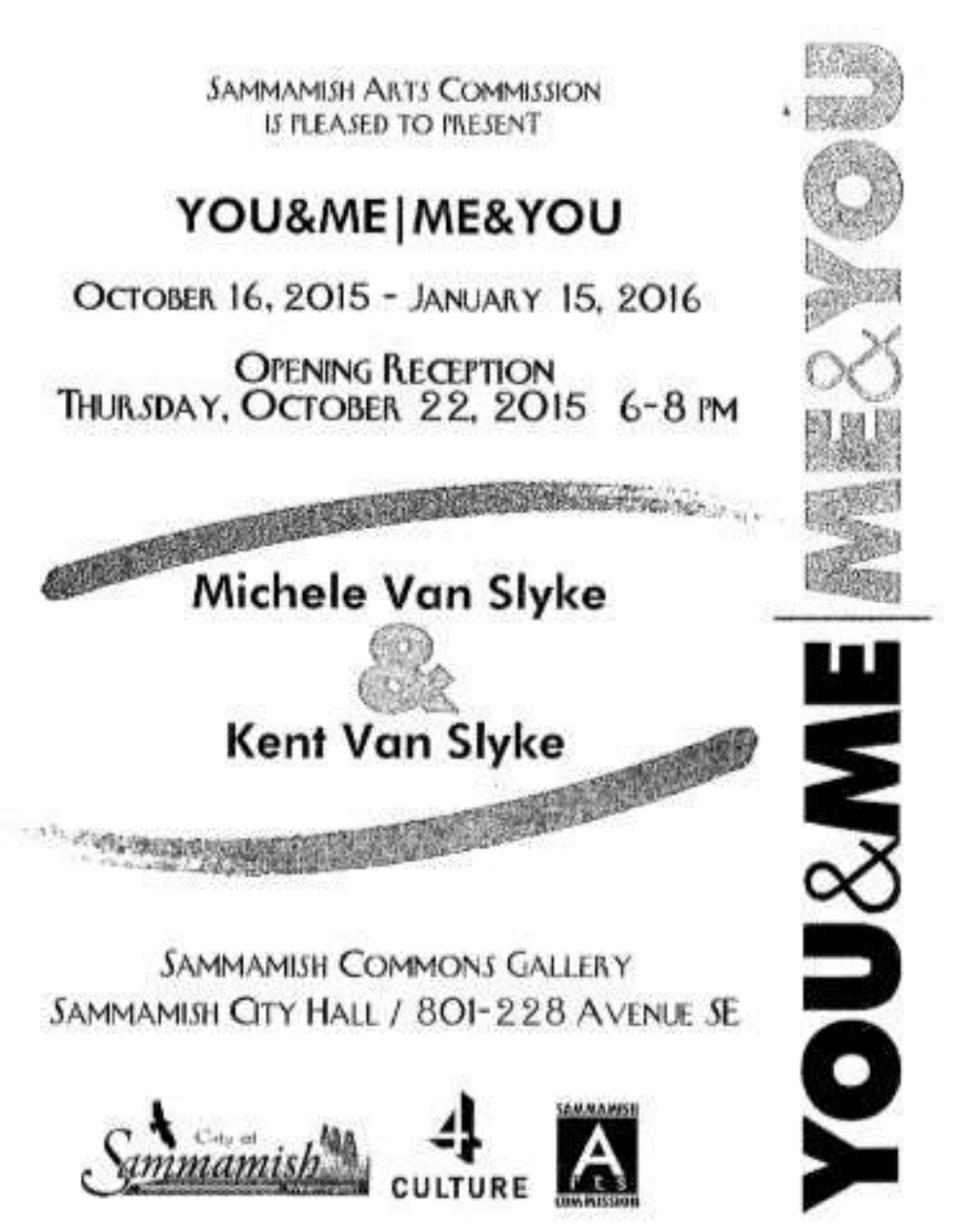SAMMAMISH ARTS COMMISSION
IS PLEASED TO PRESENT

# YOU&ME|ME&YOU

OCTOBER 16, 2015 - JANUARY 15, 2016

OPENING RECEPTION
THURSDAY, OCTOBER 22, 2015 6-8 PM

**Michele Van Slyke**

**&**

**Kent Van Slyke**

SAMMAMISH COMMONS GALLERY
SAMMAMISH CITY HALL / 801-228 AVENUE SE

City of Sammamish

4 CULTURE

SAMMAMISH ARTS COMMISSION

YOU&ME|ME&YOU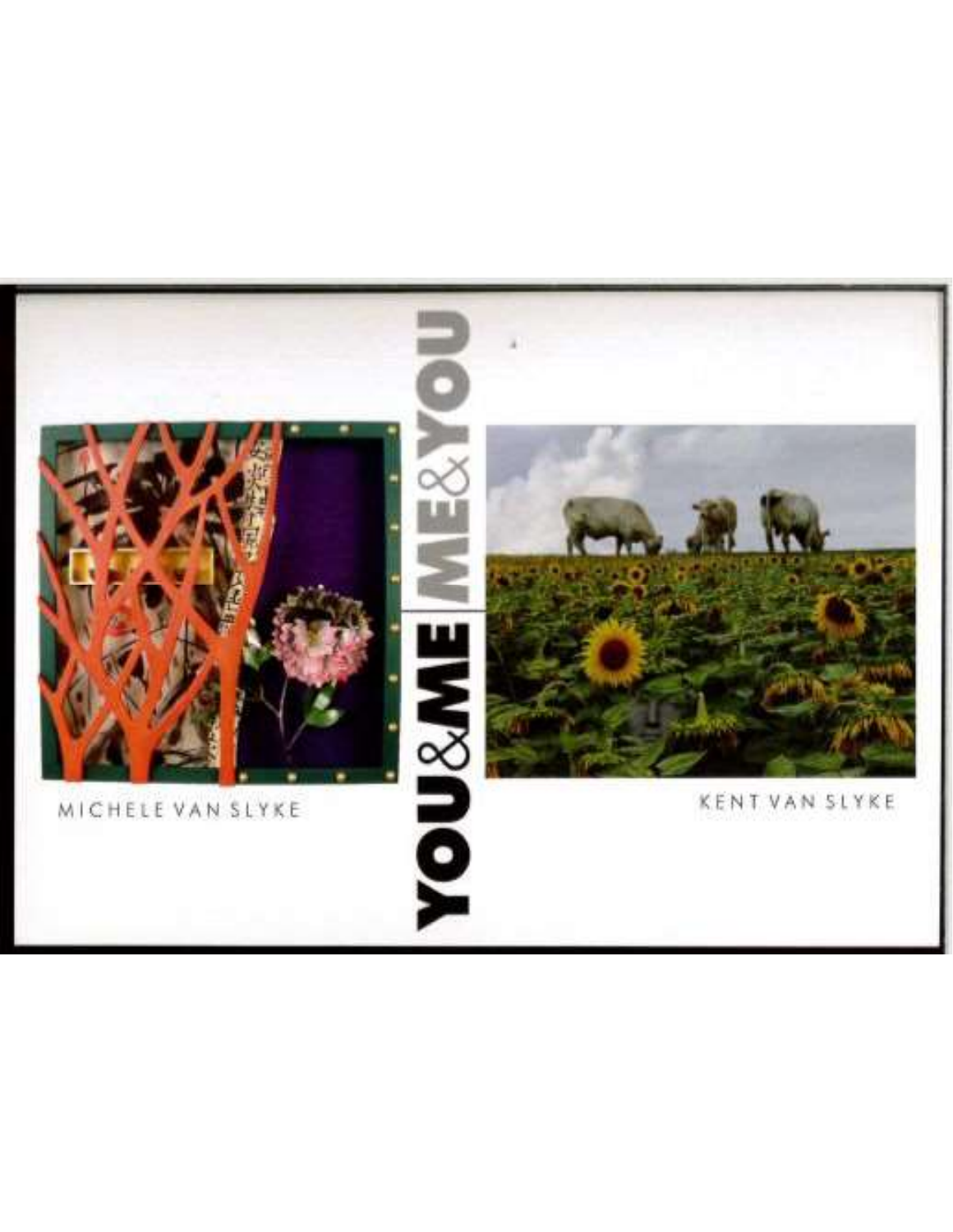# YOU&ME ME&YOU

MICHELE VAN SLYKE

KENT VAN SLYKE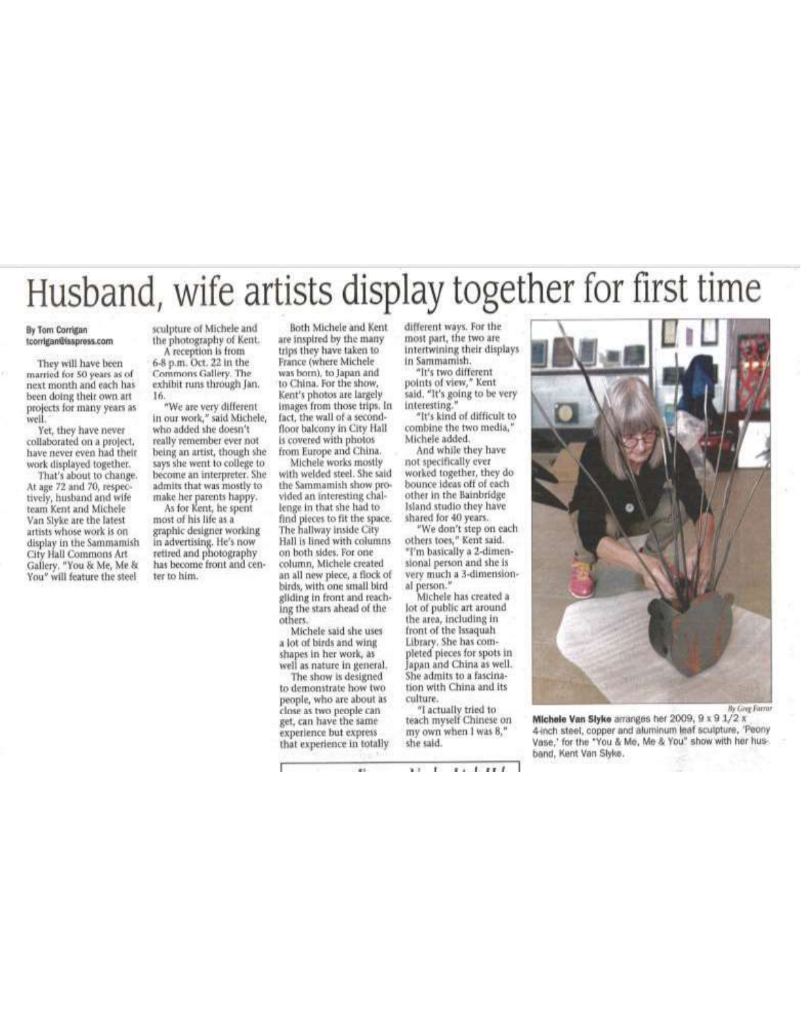# Husband, wife artists display together for first time

**By Tom Corrigan**
tcorrigan@isspress.com

They will have been married for 50 years as of next month and each has been doing their own art projects for many years as well.

Yet, they have never collaborated on a project, have never even had their work displayed together.

That's about to change. At age 72 and 70, respectively, husband and wife team Kent and Michele Van Slyke are the latest artists whose work is on display in the Sammamish City Hall Commons Art Gallery. "You & Me, Me & You" will feature the steel sculpture of Michele and the photography of Kent.

A reception is from 6-8 p.m. Oct. 22 in the Commons Gallery. The exhibit runs through Jan. 16.

"We are very different in our work," said Michele, who added she doesn't really remember ever not being an artist, though she says she went to college to become an interpreter. She admits that was mostly to make her parents happy.

As for Kent, he spent most of his life as a graphic designer working in advertising. He's now retired and photography has become front and center to him.

Both Michele and Kent are inspired by the many trips they have taken to France (where Michele was born), to Japan and to China. For the show, Kent's photos are largely images from those trips. In fact, the wall of a second-floor balcony in City Hall is covered with photos from Europe and China.

Michele works mostly with welded steel. She said the Sammamish show provided an interesting challenge in that she had to find pieces to fit the space. The hallway inside City Hall is lined with columns on both sides. For one column, Michele created an all new piece, a flock of birds, with one small bird gliding in front and reaching the stars ahead of the others.

Michele said she uses a lot of birds and wing shapes in her work, as well as nature in general.

The show is designed to demonstrate how two people, who are about as close as two people can get, can have the same experience but express that experience in totally different ways. For the most part, the two are intertwining their displays in Sammamish.

"It's two different points of view," Kent said. "It's going to be very interesting."

"It's kind of difficult to combine the two media," Michele added.

And while they have not specifically ever worked together, they do bounce ideas off of each other in the Bainbridge Island studio they have shared for 40 years.

"We don't step on each others toes," Kent said. "I'm basically a 2-dimensional person and she is very much a 3-dimensional person."

Michele has created a lot of public art around the area, including in front of the Issaquah Library. She has completed pieces for spots in Japan and China as well. She admits to a fascination with China and its culture.

"I actually tried to teach myself Chinese on my own when I was 8," she said.

*By Greg Farrar*

**Michele Van Slyke** arranges her 2009, 9 x 9 1/2 x 4-inch steel, copper and aluminum leaf sculpture, 'Peony Vase,' for the "You & Me, Me & You" show with her husband, Kent Van Slyke.